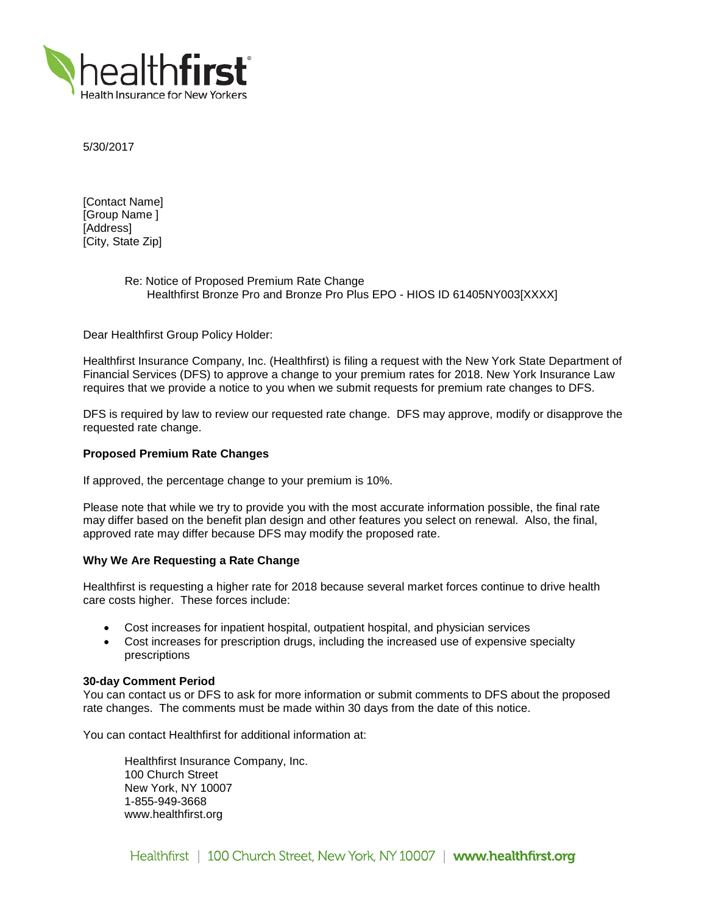5/30/2017

[Contact Name]
[Group Name ]
[Address]
[City, State Zip]

Re: Notice of Proposed Premium Rate Change
Healthfirst Bronze Pro and Bronze Pro Plus EPO - HIOS ID 61405NY003[XXXX]

Dear Healthfirst Group Policy Holder:

Healthfirst Insurance Company, Inc. (Healthfirst) is filing a request with the New York State Department of Financial Services (DFS) to approve a change to your premium rates for 2018. New York Insurance Law requires that we provide a notice to you when we submit requests for premium rate changes to DFS.

DFS is required by law to review our requested rate change. DFS may approve, modify or disapprove the requested rate change.

**Proposed Premium Rate Changes**

If approved, the percentage change to your premium is 10%.

Please note that while we try to provide you with the most accurate information possible, the final rate may differ based on the benefit plan design and other features you select on renewal. Also, the final, approved rate may differ because DFS may modify the proposed rate.

**Why We Are Requesting a Rate Change**

Healthfirst is requesting a higher rate for 2018 because several market forces continue to drive health care costs higher. These forces include:

- Cost increases for inpatient hospital, outpatient hospital, and physician services
- Cost increases for prescription drugs, including the increased use of expensive specialty prescriptions

**30-day Comment Period**
You can contact us or DFS to ask for more information or submit comments to DFS about the proposed rate changes. The comments must be made within 30 days from the date of this notice.

You can contact Healthfirst for additional information at:

Healthfirst Insurance Company, Inc.
100 Church Street
New York, NY 10007
1-855-949-3668
www.healthfirst.org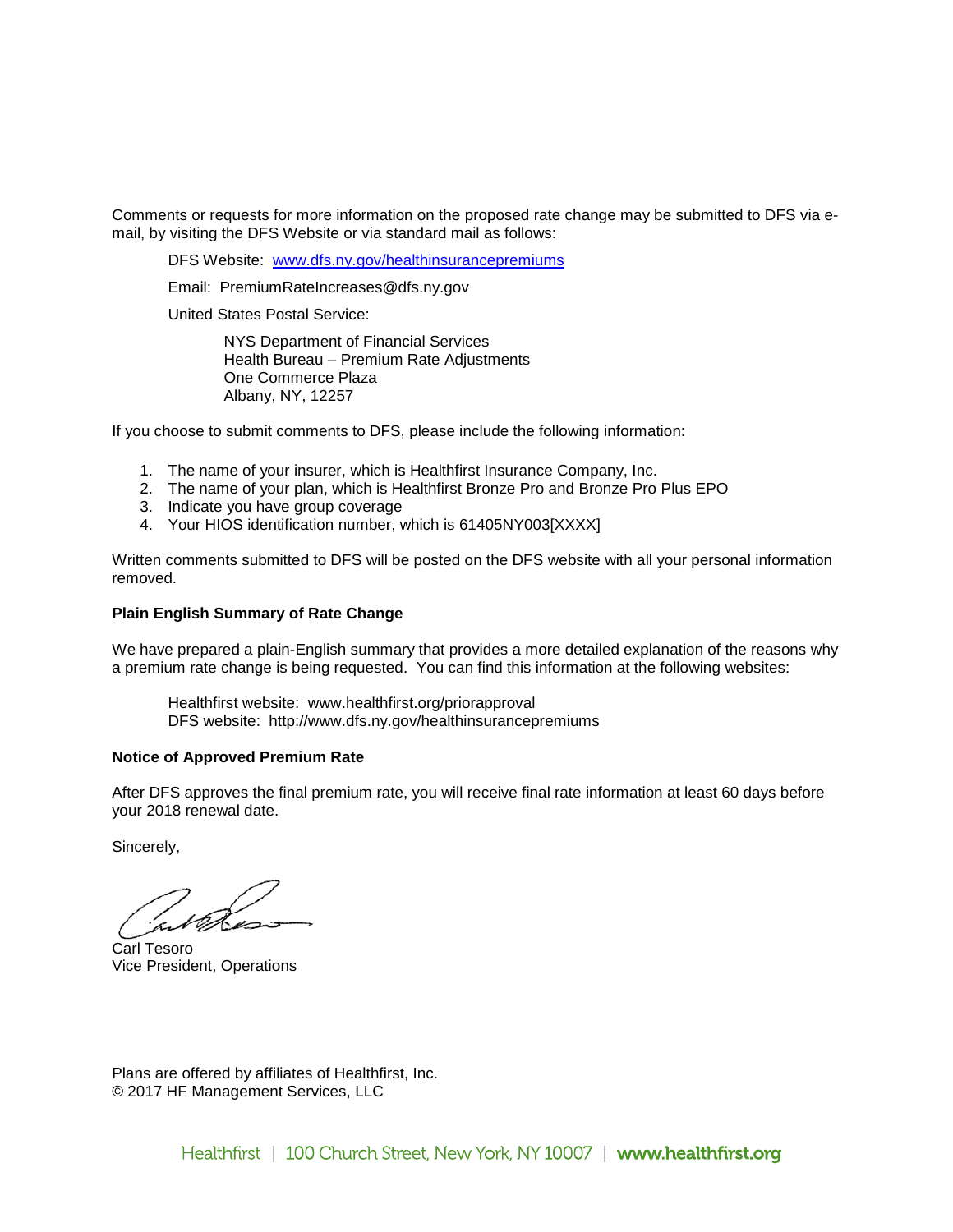Comments or requests for more information on the proposed rate change may be submitted to DFS via e-mail, by visiting the DFS Website or via standard mail as follows:

DFS Website: [www.dfs.ny.gov/healthinsurancepremiums](http://www.dfs.ny.gov/healthinsurancepremiums)

Email: PremiumRateIncreases@dfs.ny.gov

United States Postal Service:

NYS Department of Financial Services
Health Bureau – Premium Rate Adjustments
One Commerce Plaza
Albany, NY, 12257

If you choose to submit comments to DFS, please include the following information:

1. The name of your insurer, which is Healthfirst Insurance Company, Inc.
2. The name of your plan, which is Healthfirst Bronze Pro and Bronze Pro Plus EPO
3. Indicate you have group coverage
4. Your HIOS identification number, which is 61405NY003[XXXX]

Written comments submitted to DFS will be posted on the DFS website with all your personal information removed.

**Plain English Summary of Rate Change**

We have prepared a plain-English summary that provides a more detailed explanation of the reasons why a premium rate change is being requested. You can find this information at the following websites:

Healthfirst website: www.healthfirst.org/priorapproval
DFS website: http://www.dfs.ny.gov/healthinsurancepremiums

**Notice of Approved Premium Rate**

After DFS approves the final premium rate, you will receive final rate information at least 60 days before your 2018 renewal date.

Sincerely,

Carl Tesoro
Vice President, Operations

Plans are offered by affiliates of Healthfirst, Inc.
© 2017 HF Management Services, LLC

Healthfirst | 100 Church Street, New York, NY 10007 | **www.healthfirst.org**